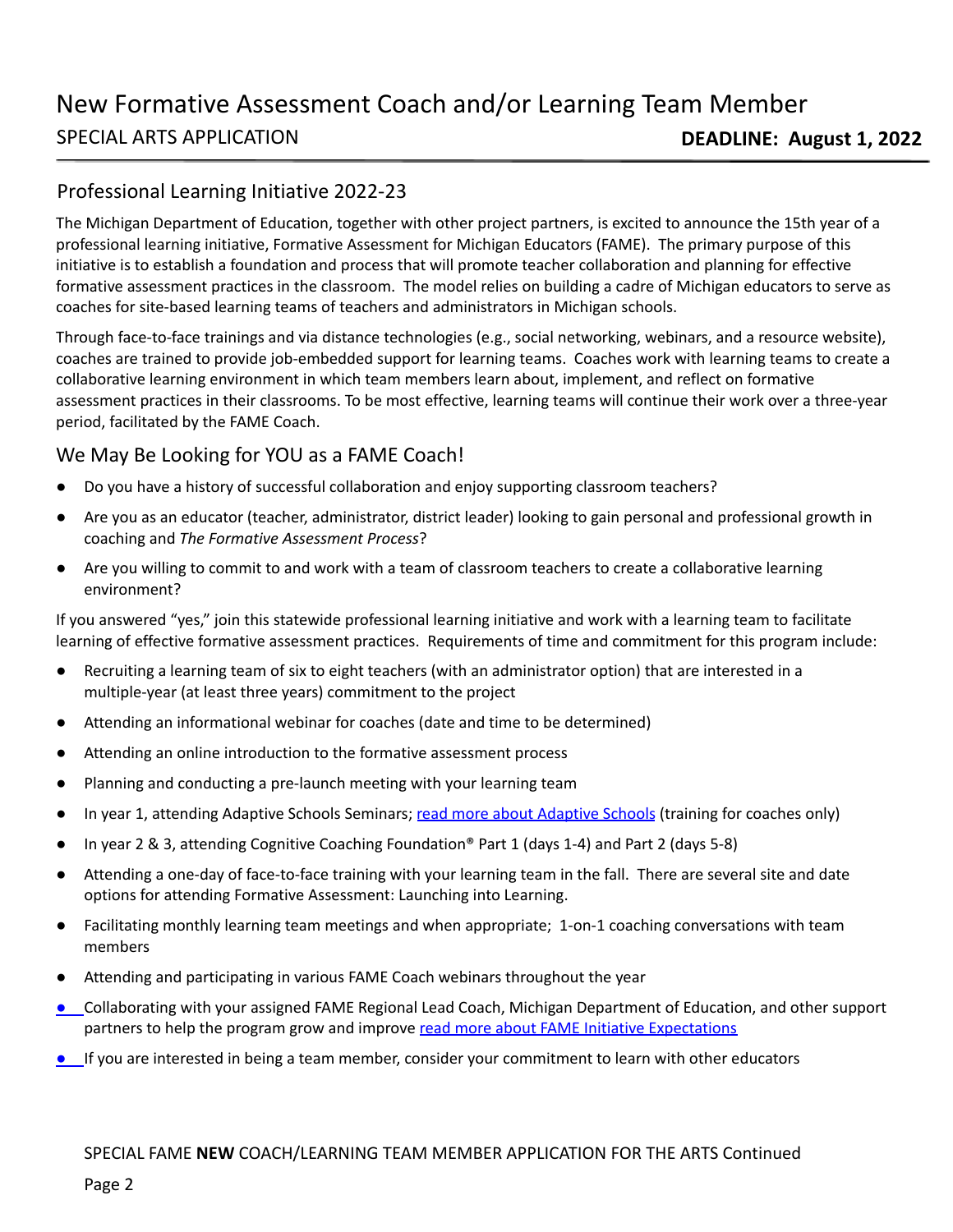# New Formative Assessment Coach and/or Learning Team Member

SPECIAL ARTS APPLICATION **DEADLINE: August 1, 2022**

## Professional Learning Initiative 2022-23

The Michigan Department of Education, together with other project partners, is excited to announce the 15th year of a professional learning initiative, Formative Assessment for Michigan Educators (FAME). The primary purpose of this initiative is to establish a foundation and process that will promote teacher collaboration and planning for effective formative assessment practices in the classroom. The model relies on building a cadre of Michigan educators to serve as coaches for site-based learning teams of teachers and administrators in Michigan schools.

Through face-to-face trainings and via distance technologies (e.g., social networking, webinars, and a resource website), coaches are trained to provide job-embedded support for learning teams. Coaches work with learning teams to create a collaborative learning environment in which team members learn about, implement, and reflect on formative assessment practices in their classrooms. To be most effective, learning teams will continue their work over a three-year period, facilitated by the FAME Coach.

## We May Be Looking for YOU as a FAME Coach!

- Do you have a history of successful collaboration and enjoy supporting classroom teachers?
- Are you as an educator (teacher, administrator, district leader) looking to gain personal and professional growth in coaching and *The Formative Assessment Process*?
- Are you willing to commit to and work with a team of classroom teachers to create a collaborative learning environment?

If you answered "yes," join this statewide professional learning initiative and work with a learning team to facilitate learning of effective formative assessment practices. Requirements of time and commitment for this program include:

- Recruiting a learning team of six to eight teachers (with an administrator option) that are interested in a multiple-year (at least three years) commitment to the project
- Attending an informational webinar for coaches (date and time to be determined)
- Attending an online introduction to the formative assessment process
- Planning and conducting a pre-launch meeting with your learning team
- In year 1, attending Adaptive Schools Seminars; read more about Adaptive Schools (training for coaches only)
- In year 2 & 3, attending Cognitive Coaching Foundation® Part 1 (days 1-4) and Part 2 (days 5-8)
- Attending a one-day of face-to-face training with your learning team in the fall. There are several site and date options for attending Formative Assessment: Launching into Learning.
- Facilitating monthly learning team meetings and when appropriate; 1-on-1 coaching conversations with team members
- Attending and participating in various FAME Coach webinars throughout the year
- Collaborating with your assigned FAME Regional Lead Coach, Michigan Department of Education, and other support partners to help the program grow and improve read more about FAME Initiative Expectations
- If you are interested in being a team member, consider your commitment to learn with other educators

SPECIAL FAME **NEW** COACH/LEARNING TEAM MEMBER APPLICATION FOR THE ARTS Continued

Page 2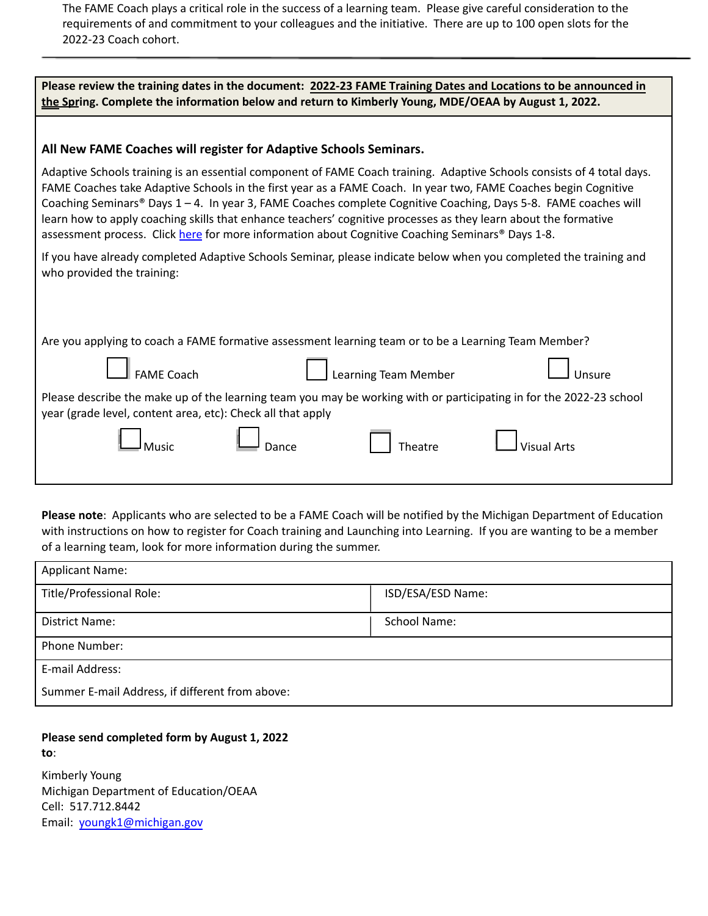The FAME Coach plays a critical role in the success of a learning team. Please give careful consideration to the requirements of and commitment to your colleagues and the initiative. There are up to 100 open slots for the 2022-23 Coach cohort.

---

**Please review the training dates in the document: 2022-23 FAME Training Dates and Locations to be announced in the Spring. Complete the information below and return to Kimberly Young, MDE/OEAA by August 1, 2022.**

**All New FAME Coaches will register for Adaptive Schools Seminars.**

Adaptive Schools training is an essential component of FAME Coach training. Adaptive Schools consists of 4 total days. FAME Coaches take Adaptive Schools in the first year as a FAME Coach. In year two, FAME Coaches begin Cognitive Coaching Seminars® Days 1 – 4. In year 3, FAME Coaches complete Cognitive Coaching, Days 5-8. FAME coaches will learn how to apply coaching skills that enhance teachers' cognitive processes as they learn about the formative assessment process. Click here for more information about Cognitive Coaching Seminars® Days 1-8.

If you have already completed Adaptive Schools Seminar, please indicate below when you completed the training and who provided the training:

Are you applying to coach a FAME formative assessment learning team or to be a Learning Team Member?

☐ FAME Coach ☐ Learning Team Member ☐ Unsure

Please describe the make up of the learning team you may be working with or participating in for the 2022-23 school year (grade level, content area, etc): Check all that apply

☐ Music ☐ Dance ☐ Theatre ☐ Visual Arts

**Please note**: Applicants who are selected to be a FAME Coach will be notified by the Michigan Department of Education with instructions on how to register for Coach training and Launching into Learning. If you are wanting to be a member of a learning team, look for more information during the summer.

| | |
|---|---|
| Applicant Name: | |
| Title/Professional Role: | ISD/ESA/ESD Name: |
| District Name: | School Name: |
| Phone Number: | |
| E-mail Address: | |
| Summer E-mail Address, if different from above: | |

**Please send completed form by August 1, 2022 to**:

Kimberly Young
Michigan Department of Education/OEAA
Cell: 517.712.8442
Email: youngk1@michigan.gov